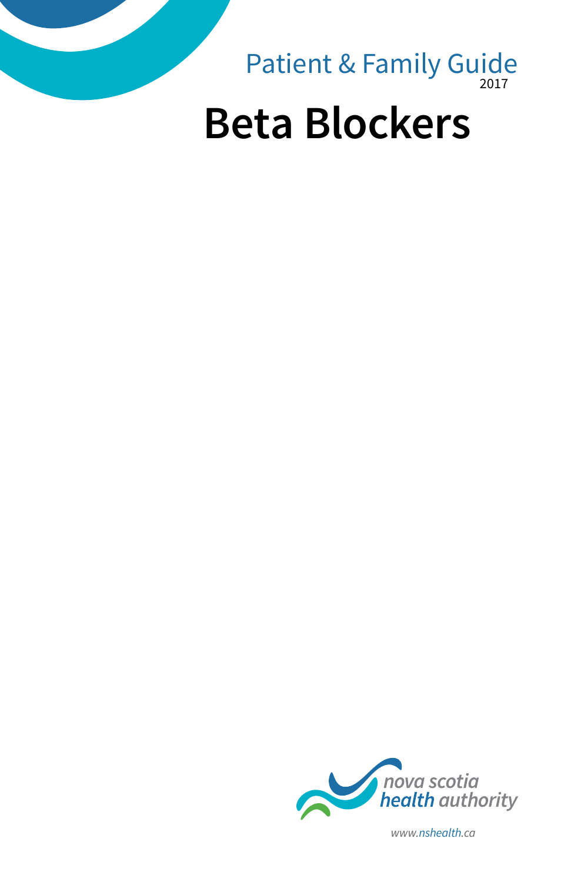Patient & Family Guide
2017

# Beta Blockers

nova scotia
health authority

*www.nshealth.ca*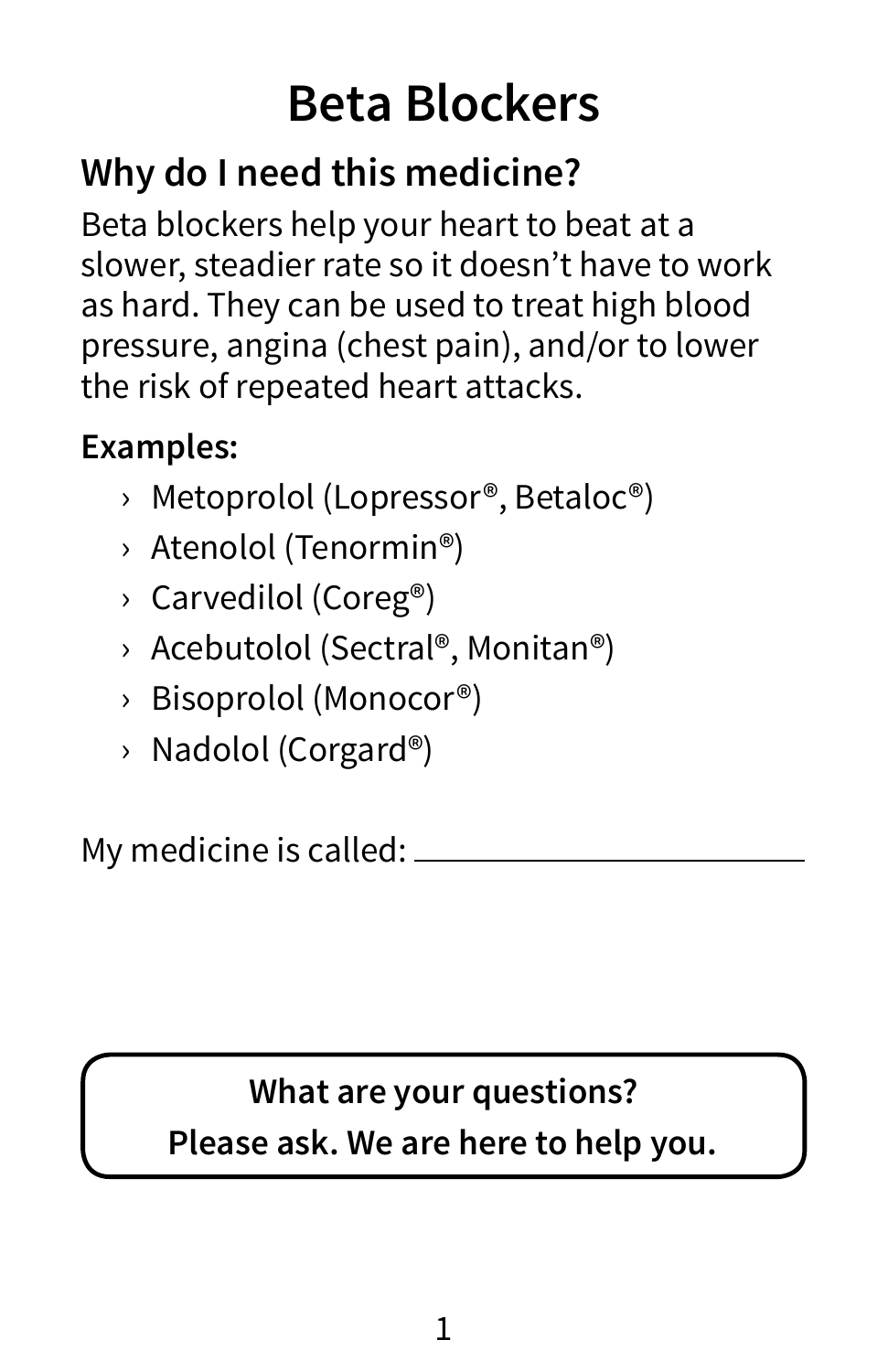# Beta Blockers

## Why do I need this medicine?

Beta blockers help your heart to beat at a slower, steadier rate so it doesn't have to work as hard. They can be used to treat high blood pressure, angina (chest pain), and/or to lower the risk of repeated heart attacks.

**Examples:**

- Metoprolol (Lopressor®, Betaloc®)
- Atenolol (Tenormin®)
- Carvedilol (Coreg®)
- Acebutolol (Sectral®, Monitan®)
- Bisoprolol (Monocor®)
- Nadolol (Corgard®)

My medicine is called: ______________________

**What are your questions?**
**Please ask. We are here to help you.**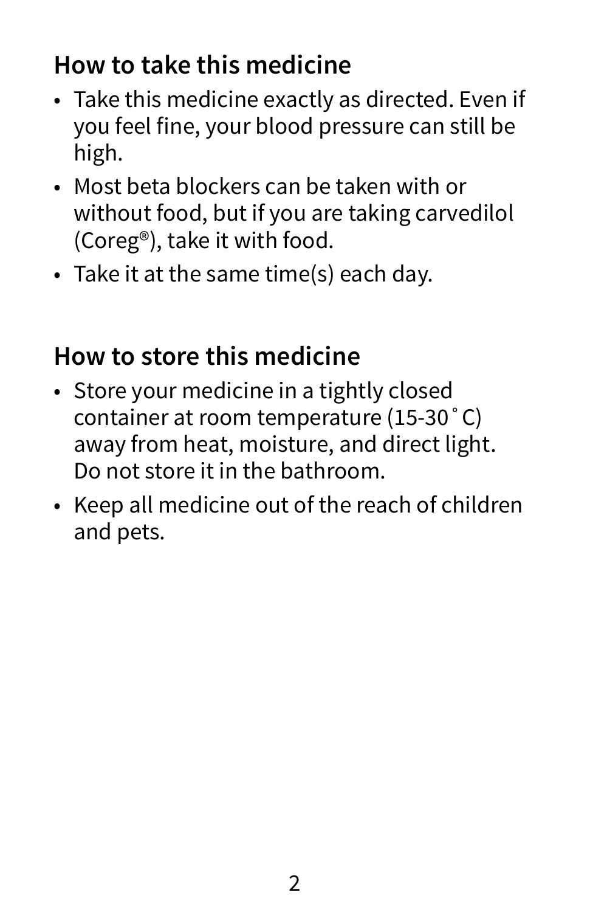## How to take this medicine

- Take this medicine exactly as directed. Even if you feel fine, your blood pressure can still be high.
- Most beta blockers can be taken with or without food, but if you are taking carvedilol (Coreg®), take it with food.
- Take it at the same time(s) each day.

## How to store this medicine

- Store your medicine in a tightly closed container at room temperature (15-30 ˚ C) away from heat, moisture, and direct light. Do not store it in the bathroom.
- Keep all medicine out of the reach of children and pets.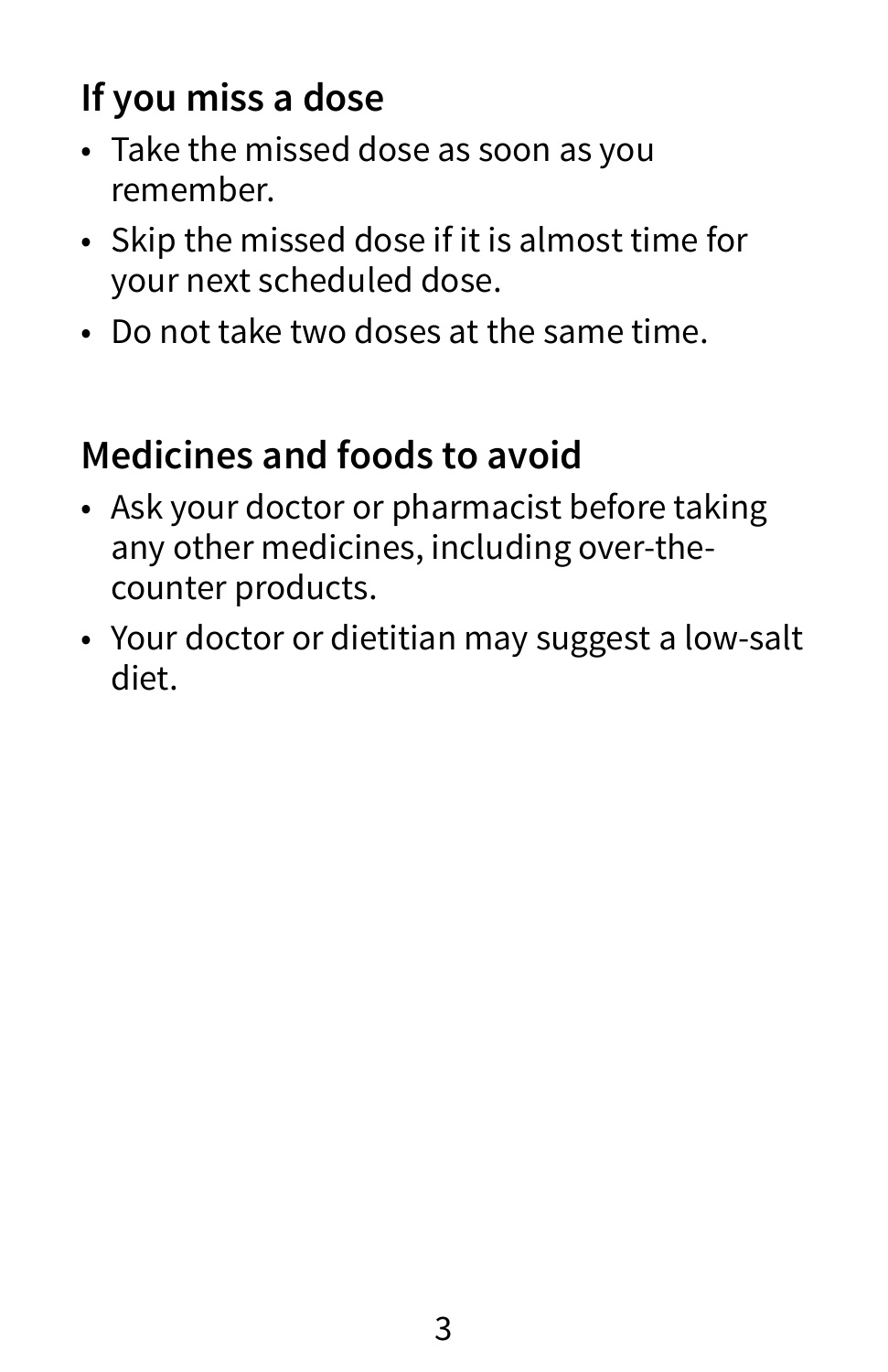## If you miss a dose

- Take the missed dose as soon as you remember.
- Skip the missed dose if it is almost time for your next scheduled dose.
- Do not take two doses at the same time.

## Medicines and foods to avoid

- Ask your doctor or pharmacist before taking any other medicines, including over-the-counter products.
- Your doctor or dietitian may suggest a low-salt diet.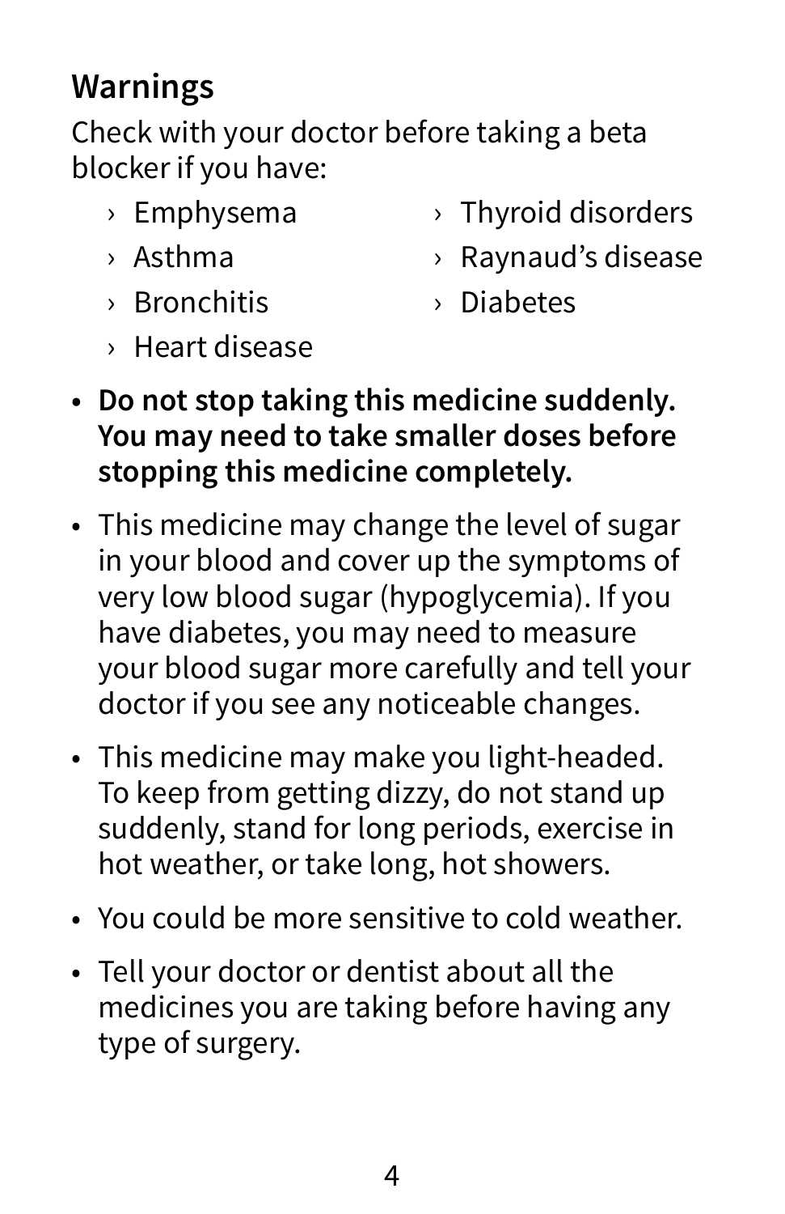## Warnings

Check with your doctor before taking a beta blocker if you have:

- Emphysema
- Asthma
- Bronchitis
- Heart disease
- Thyroid disorders
- Raynaud's disease
- Diabetes

- **Do not stop taking this medicine suddenly. You may need to take smaller doses before stopping this medicine completely.**
- This medicine may change the level of sugar in your blood and cover up the symptoms of very low blood sugar (hypoglycemia). If you have diabetes, you may need to measure your blood sugar more carefully and tell your doctor if you see any noticeable changes.
- This medicine may make you light-headed. To keep from getting dizzy, do not stand up suddenly, stand for long periods, exercise in hot weather, or take long, hot showers.
- You could be more sensitive to cold weather.
- Tell your doctor or dentist about all the medicines you are taking before having any type of surgery.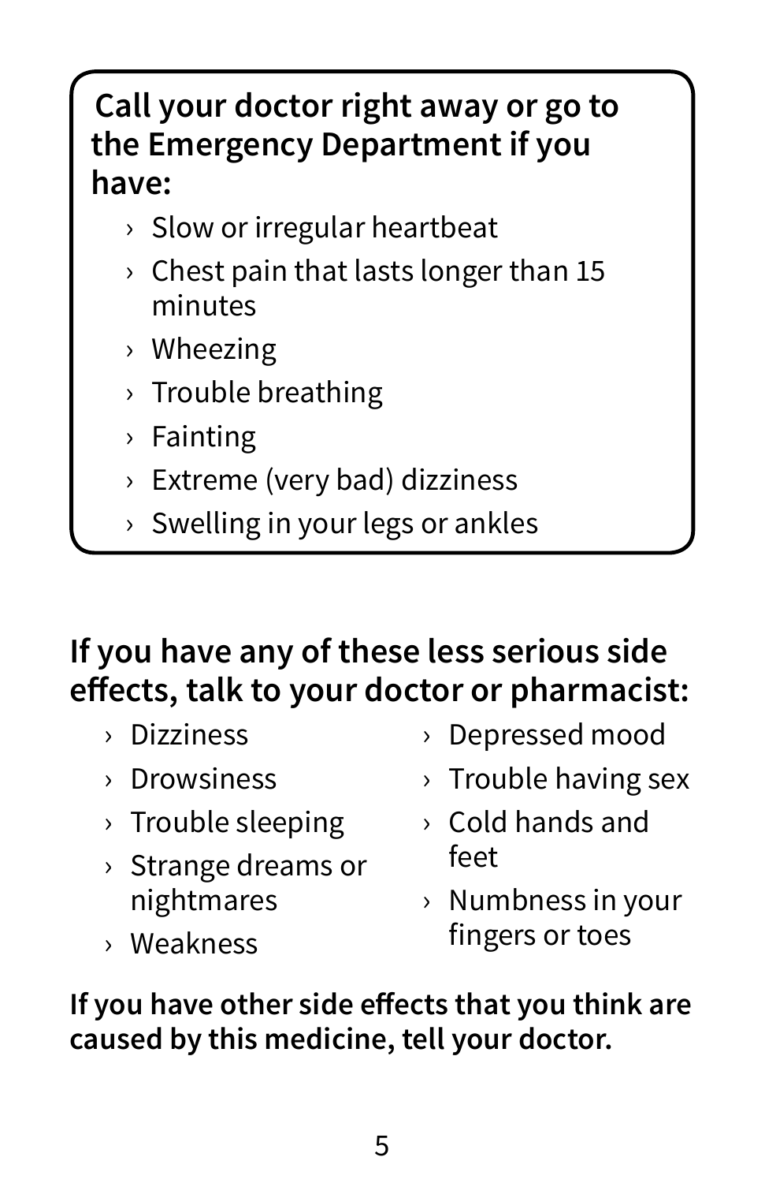**Call your doctor right away or go to the Emergency Department if you have:**

- Slow or irregular heartbeat
- Chest pain that lasts longer than 15 minutes
- Wheezing
- Trouble breathing
- Fainting
- Extreme (very bad) dizziness
- Swelling in your legs or ankles

## If you have any of these less serious side effects, talk to your doctor or pharmacist:

- Dizziness
- Drowsiness
- Trouble sleeping
- Strange dreams or nightmares
- Weakness
- Depressed mood
- Trouble having sex
- Cold hands and feet
- Numbness in your fingers or toes

**If you have other side effects that you think are caused by this medicine, tell your doctor.**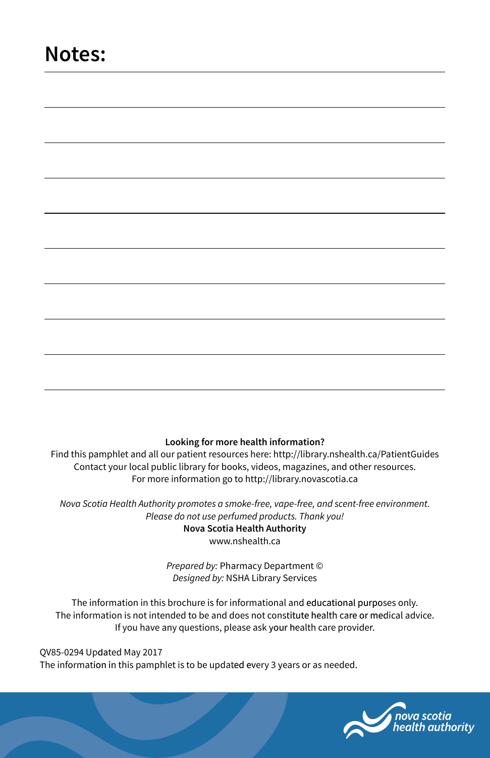## Notes:

**Looking for more health information?**

Find this pamphlet and all our patient resources here: http://library.nshealth.ca/PatientGuides
Contact your local public library for books, videos, magazines, and other resources.
For more information go to http://library.novascotia.ca

*Nova Scotia Health Authority promotes a smoke-free, vape-free, and scent-free environment.*
*Please do not use perfumed products. Thank you!*

**Nova Scotia Health Authority**
www.nshealth.ca

*Prepared by:* Pharmacy Department ©
*Designed by:* NSHA Library Services

The information in this brochure is for informational and educational purposes only.
The information is not intended to be and does not constitute health care or medical advice.
If you have any questions, please ask your health care provider.

QV85-0294 Updated May 2017
The information in this pamphlet is to be updated every 3 years or as needed.

nova scotia health authority